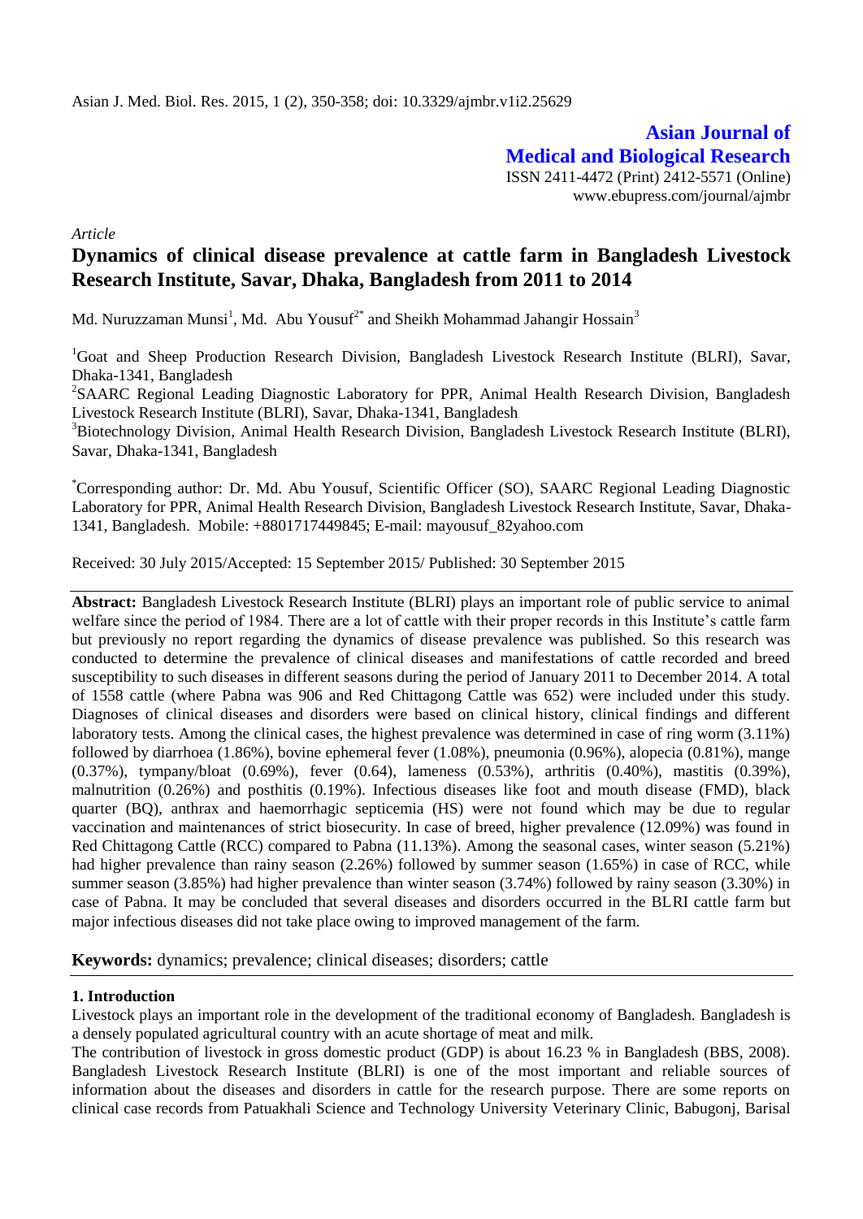**Asian Journal of Medical and Biological Research**

ISSN 2411-4472 (Print) 2412-5571 (Online)
www.ebupress.com/journal/ajmbr

*Article*

# Dynamics of clinical disease prevalence at cattle farm in Bangladesh Livestock Research Institute, Savar, Dhaka, Bangladesh from 2011 to 2014

Md. Nuruzzaman Munsi[1], Md. Abu Yousuf[2*] and Sheikh Mohammad Jahangir Hossain[3]

[1]Goat and Sheep Production Research Division, Bangladesh Livestock Research Institute (BLRI), Savar, Dhaka-1341, Bangladesh

[2]SAARC Regional Leading Diagnostic Laboratory for PPR, Animal Health Research Division, Bangladesh Livestock Research Institute (BLRI), Savar, Dhaka-1341, Bangladesh

[3]Biotechnology Division, Animal Health Research Division, Bangladesh Livestock Research Institute (BLRI), Savar, Dhaka-1341, Bangladesh

[*]Corresponding author: Dr. Md. Abu Yousuf, Scientific Officer (SO), SAARC Regional Leading Diagnostic Laboratory for PPR, Animal Health Research Division, Bangladesh Livestock Research Institute, Savar, Dhaka-1341, Bangladesh. Mobile: +8801717449845; E-mail: mayousuf_82yahoo.com

Received: 30 July 2015/Accepted: 15 September 2015/ Published: 30 September 2015

**Abstract:** Bangladesh Livestock Research Institute (BLRI) plays an important role of public service to animal welfare since the period of 1984. There are a lot of cattle with their proper records in this Institute's cattle farm but previously no report regarding the dynamics of disease prevalence was published. So this research was conducted to determine the prevalence of clinical diseases and manifestations of cattle recorded and breed susceptibility to such diseases in different seasons during the period of January 2011 to December 2014. A total of 1558 cattle (where Pabna was 906 and Red Chittagong Cattle was 652) were included under this study. Diagnoses of clinical diseases and disorders were based on clinical history, clinical findings and different laboratory tests. Among the clinical cases, the highest prevalence was determined in case of ring worm (3.11%) followed by diarrhoea (1.86%), bovine ephemeral fever (1.08%), pneumonia (0.96%), alopecia (0.81%), mange (0.37%), tympany/bloat (0.69%), fever (0.64), lameness (0.53%), arthritis (0.40%), mastitis (0.39%), malnutrition (0.26%) and posthitis (0.19%). Infectious diseases like foot and mouth disease (FMD), black quarter (BQ), anthrax and haemorrhagic septicemia (HS) were not found which may be due to regular vaccination and maintenances of strict biosecurity. In case of breed, higher prevalence (12.09%) was found in Red Chittagong Cattle (RCC) compared to Pabna (11.13%). Among the seasonal cases, winter season (5.21%) had higher prevalence than rainy season (2.26%) followed by summer season (1.65%) in case of RCC, while summer season (3.85%) had higher prevalence than winter season (3.74%) followed by rainy season (3.30%) in case of Pabna. It may be concluded that several diseases and disorders occurred in the BLRI cattle farm but major infectious diseases did not take place owing to improved management of the farm.

**Keywords:** dynamics; prevalence; clinical diseases; disorders; cattle

## 1. Introduction

Livestock plays an important role in the development of the traditional economy of Bangladesh. Bangladesh is a densely populated agricultural country with an acute shortage of meat and milk.

The contribution of livestock in gross domestic product (GDP) is about 16.23 % in Bangladesh (BBS, 2008). Bangladesh Livestock Research Institute (BLRI) is one of the most important and reliable sources of information about the diseases and disorders in cattle for the research purpose. There are some reports on clinical case records from Patuakhali Science and Technology University Veterinary Clinic, Babugonj, Barisal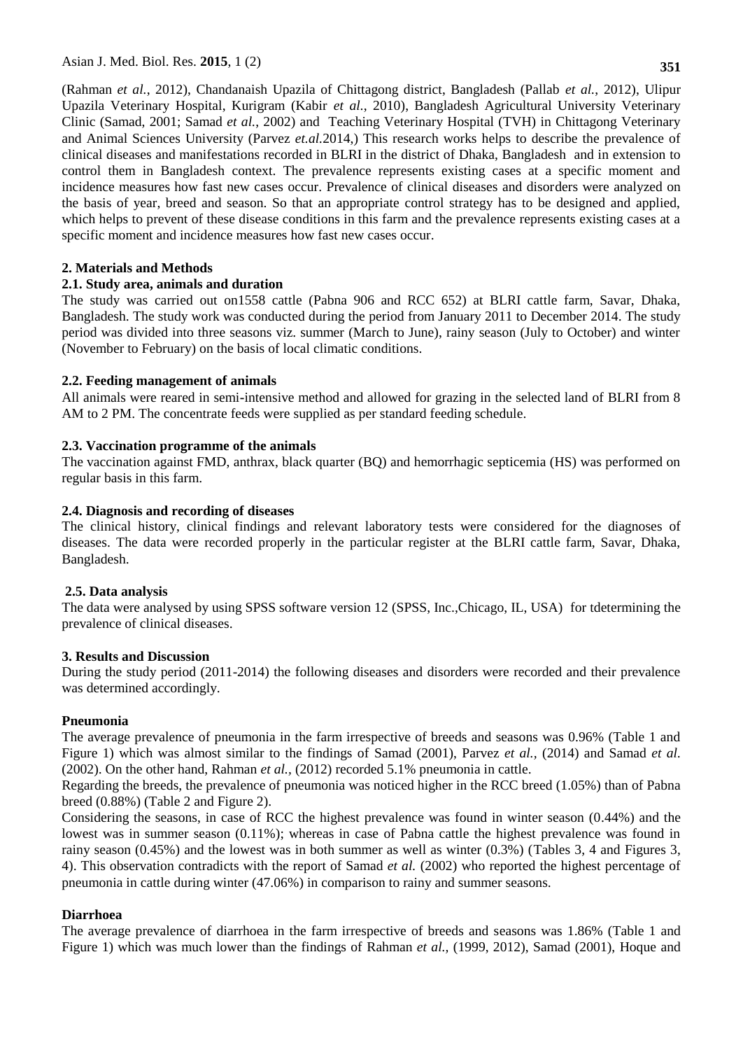(Rahman *et al.*, 2012), Chandanaish Upazila of Chittagong district, Bangladesh (Pallab *et al.*, 2012), Ulipur Upazila Veterinary Hospital, Kurigram (Kabir *et al.*, 2010), Bangladesh Agricultural University Veterinary Clinic (Samad, 2001; Samad *et al.*, 2002) and Teaching Veterinary Hospital (TVH) in Chittagong Veterinary and Animal Sciences University (Parvez *et.al.*2014,) This research works helps to describe the prevalence of clinical diseases and manifestations recorded in BLRI in the district of Dhaka, Bangladesh and in extension to control them in Bangladesh context. The prevalence represents existing cases at a specific moment and incidence measures how fast new cases occur. Prevalence of clinical diseases and disorders were analyzed on the basis of year, breed and season. So that an appropriate control strategy has to be designed and applied, which helps to prevent of these disease conditions in this farm and the prevalence represents existing cases at a specific moment and incidence measures how fast new cases occur.

## 2. Materials and Methods

### 2.1. Study area, animals and duration

The study was carried out on1558 cattle (Pabna 906 and RCC 652) at BLRI cattle farm, Savar, Dhaka, Bangladesh. The study work was conducted during the period from January 2011 to December 2014. The study period was divided into three seasons viz. summer (March to June), rainy season (July to October) and winter (November to February) on the basis of local climatic conditions.

### 2.2. Feeding management of animals

All animals were reared in semi-intensive method and allowed for grazing in the selected land of BLRI from 8 AM to 2 PM. The concentrate feeds were supplied as per standard feeding schedule.

### 2.3. Vaccination programme of the animals

The vaccination against FMD, anthrax, black quarter (BQ) and hemorrhagic septicemia (HS) was performed on regular basis in this farm.

### 2.4. Diagnosis and recording of diseases

The clinical history, clinical findings and relevant laboratory tests were considered for the diagnoses of diseases. The data were recorded properly in the particular register at the BLRI cattle farm, Savar, Dhaka, Bangladesh.

### 2.5. Data analysis

The data were analysed by using SPSS software version 12 (SPSS, Inc.,Chicago, IL, USA) for tdetermining the prevalence of clinical diseases.

## 3. Results and Discussion

During the study period (2011-2014) the following diseases and disorders were recorded and their prevalence was determined accordingly.

### Pneumonia

The average prevalence of pneumonia in the farm irrespective of breeds and seasons was 0.96% (Table 1 and Figure 1) which was almost similar to the findings of Samad (2001), Parvez *et al.,* (2014) and Samad *et al.* (2002). On the other hand, Rahman *et al.,* (2012) recorded 5.1% pneumonia in cattle.

Regarding the breeds, the prevalence of pneumonia was noticed higher in the RCC breed (1.05%) than of Pabna breed (0.88%) (Table 2 and Figure 2).

Considering the seasons, in case of RCC the highest prevalence was found in winter season (0.44%) and the lowest was in summer season (0.11%); whereas in case of Pabna cattle the highest prevalence was found in rainy season (0.45%) and the lowest was in both summer as well as winter (0.3%) (Tables 3, 4 and Figures 3, 4). This observation contradicts with the report of Samad *et al.* (2002) who reported the highest percentage of pneumonia in cattle during winter (47.06%) in comparison to rainy and summer seasons.

### Diarrhoea

The average prevalence of diarrhoea in the farm irrespective of breeds and seasons was 1.86% (Table 1 and Figure 1) which was much lower than the findings of Rahman *et al.,* (1999, 2012), Samad (2001), Hoque and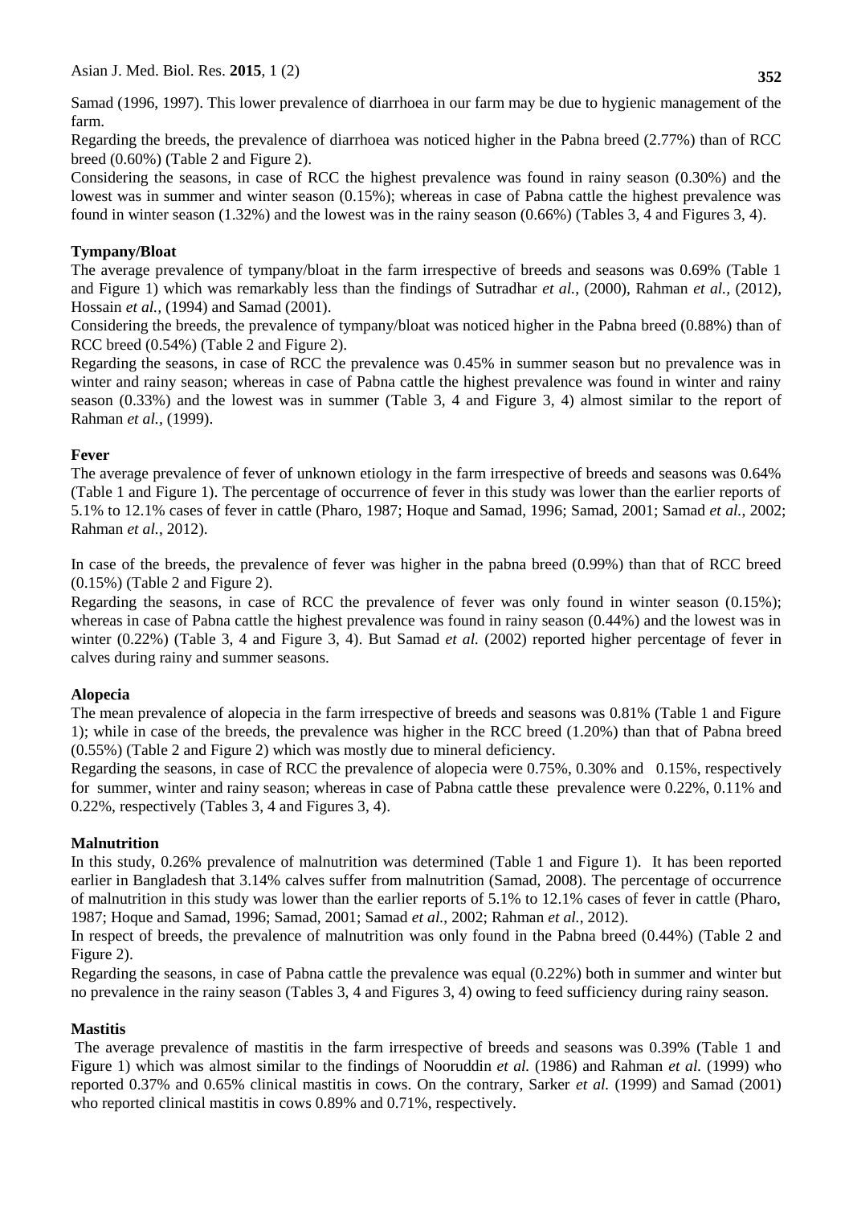Samad (1996, 1997). This lower prevalence of diarrhoea in our farm may be due to hygienic management of the farm.

Regarding the breeds, the prevalence of diarrhoea was noticed higher in the Pabna breed (2.77%) than of RCC breed (0.60%) (Table 2 and Figure 2).

Considering the seasons, in case of RCC the highest prevalence was found in rainy season (0.30%) and the lowest was in summer and winter season (0.15%); whereas in case of Pabna cattle the highest prevalence was found in winter season (1.32%) and the lowest was in the rainy season (0.66%) (Tables 3, 4 and Figures 3, 4).

### Tympany/Bloat

The average prevalence of tympany/bloat in the farm irrespective of breeds and seasons was 0.69% (Table 1 and Figure 1) which was remarkably less than the findings of Sutradhar *et al.*, (2000), Rahman *et al.*, (2012), Hossain *et al.*, (1994) and Samad (2001).

Considering the breeds, the prevalence of tympany/bloat was noticed higher in the Pabna breed (0.88%) than of RCC breed (0.54%) (Table 2 and Figure 2).

Regarding the seasons, in case of RCC the prevalence was 0.45% in summer season but no prevalence was in winter and rainy season; whereas in case of Pabna cattle the highest prevalence was found in winter and rainy season (0.33%) and the lowest was in summer (Table 3, 4 and Figure 3, 4) almost similar to the report of Rahman *et al.*, (1999).

### Fever

The average prevalence of fever of unknown etiology in the farm irrespective of breeds and seasons was 0.64% (Table 1 and Figure 1). The percentage of occurrence of fever in this study was lower than the earlier reports of 5.1% to 12.1% cases of fever in cattle (Pharo, 1987; Hoque and Samad, 1996; Samad, 2001; Samad *et al.*, 2002; Rahman *et al.*, 2012).

In case of the breeds, the prevalence of fever was higher in the pabna breed (0.99%) than that of RCC breed (0.15%) (Table 2 and Figure 2).

Regarding the seasons, in case of RCC the prevalence of fever was only found in winter season (0.15%); whereas in case of Pabna cattle the highest prevalence was found in rainy season (0.44%) and the lowest was in winter (0.22%) (Table 3, 4 and Figure 3, 4). But Samad *et al.* (2002) reported higher percentage of fever in calves during rainy and summer seasons.

### Alopecia

The mean prevalence of alopecia in the farm irrespective of breeds and seasons was 0.81% (Table 1 and Figure 1); while in case of the breeds, the prevalence was higher in the RCC breed (1.20%) than that of Pabna breed (0.55%) (Table 2 and Figure 2) which was mostly due to mineral deficiency.

Regarding the seasons, in case of RCC the prevalence of alopecia were 0.75%, 0.30% and 0.15%, respectively for summer, winter and rainy season; whereas in case of Pabna cattle these prevalence were 0.22%, 0.11% and 0.22%, respectively (Tables 3, 4 and Figures 3, 4).

### Malnutrition

In this study, 0.26% prevalence of malnutrition was determined (Table 1 and Figure 1). It has been reported earlier in Bangladesh that 3.14% calves suffer from malnutrition (Samad, 2008). The percentage of occurrence of malnutrition in this study was lower than the earlier reports of 5.1% to 12.1% cases of fever in cattle (Pharo, 1987; Hoque and Samad, 1996; Samad, 2001; Samad *et al.*, 2002; Rahman *et al.*, 2012).

In respect of breeds, the prevalence of malnutrition was only found in the Pabna breed (0.44%) (Table 2 and Figure 2).

Regarding the seasons, in case of Pabna cattle the prevalence was equal (0.22%) both in summer and winter but no prevalence in the rainy season (Tables 3, 4 and Figures 3, 4) owing to feed sufficiency during rainy season.

### Mastitis

The average prevalence of mastitis in the farm irrespective of breeds and seasons was 0.39% (Table 1 and Figure 1) which was almost similar to the findings of Nooruddin *et al.* (1986) and Rahman *et al.* (1999) who reported 0.37% and 0.65% clinical mastitis in cows. On the contrary, Sarker *et al.* (1999) and Samad (2001) who reported clinical mastitis in cows 0.89% and 0.71%, respectively.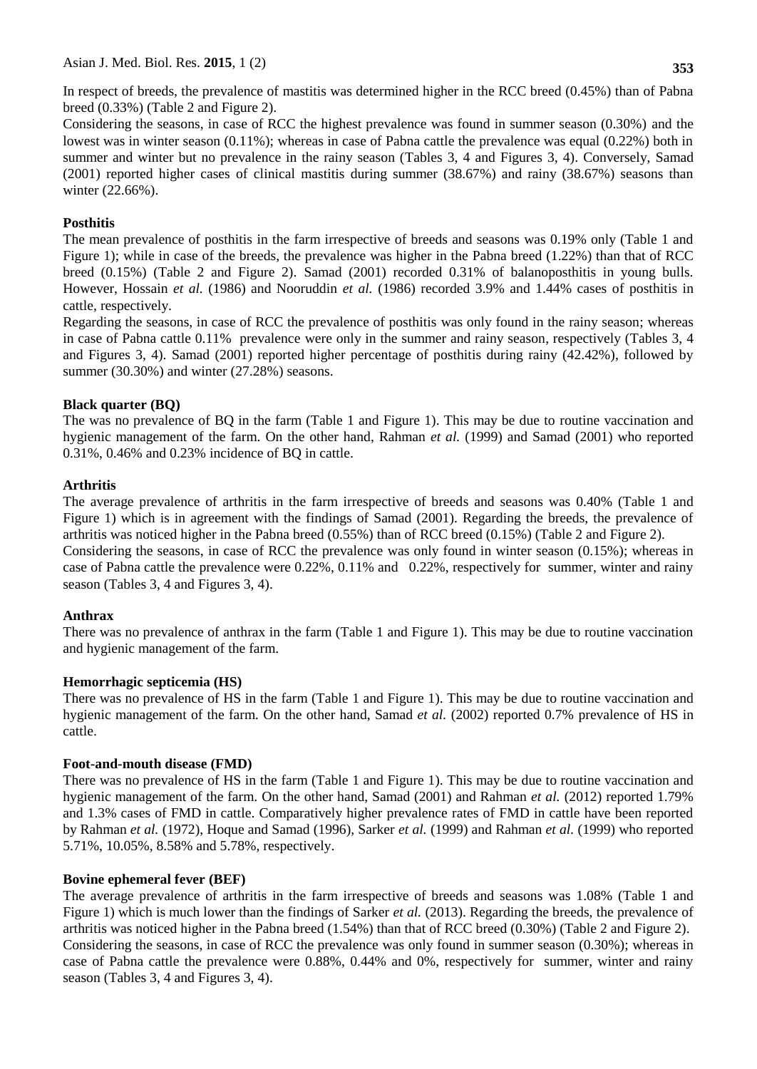In respect of breeds, the prevalence of mastitis was determined higher in the RCC breed (0.45%) than of Pabna breed (0.33%) (Table 2 and Figure 2).

Considering the seasons, in case of RCC the highest prevalence was found in summer season (0.30%) and the lowest was in winter season (0.11%); whereas in case of Pabna cattle the prevalence was equal (0.22%) both in summer and winter but no prevalence in the rainy season (Tables 3, 4 and Figures 3, 4). Conversely, Samad (2001) reported higher cases of clinical mastitis during summer (38.67%) and rainy (38.67%) seasons than winter (22.66%).

### Posthitis

The mean prevalence of posthitis in the farm irrespective of breeds and seasons was 0.19% only (Table 1 and Figure 1); while in case of the breeds, the prevalence was higher in the Pabna breed (1.22%) than that of RCC breed (0.15%) (Table 2 and Figure 2). Samad (2001) recorded 0.31% of balanoposthitis in young bulls. However, Hossain *et al.* (1986) and Nooruddin *et al.* (1986) recorded 3.9% and 1.44% cases of posthitis in cattle, respectively.

Regarding the seasons, in case of RCC the prevalence of posthitis was only found in the rainy season; whereas in case of Pabna cattle 0.11% prevalence were only in the summer and rainy season, respectively (Tables 3, 4 and Figures 3, 4). Samad (2001) reported higher percentage of posthitis during rainy (42.42%), followed by summer (30.30%) and winter (27.28%) seasons.

### Black quarter (BQ)

The was no prevalence of BQ in the farm (Table 1 and Figure 1). This may be due to routine vaccination and hygienic management of the farm. On the other hand, Rahman *et al.* (1999) and Samad (2001) who reported 0.31%, 0.46% and 0.23% incidence of BQ in cattle.

### Arthritis

The average prevalence of arthritis in the farm irrespective of breeds and seasons was 0.40% (Table 1 and Figure 1) which is in agreement with the findings of Samad (2001). Regarding the breeds, the prevalence of arthritis was noticed higher in the Pabna breed (0.55%) than of RCC breed (0.15%) (Table 2 and Figure 2).

Considering the seasons, in case of RCC the prevalence was only found in winter season (0.15%); whereas in case of Pabna cattle the prevalence were 0.22%, 0.11% and 0.22%, respectively for summer, winter and rainy season (Tables 3, 4 and Figures 3, 4).

### Anthrax

There was no prevalence of anthrax in the farm (Table 1 and Figure 1). This may be due to routine vaccination and hygienic management of the farm.

### Hemorrhagic septicemia (HS)

There was no prevalence of HS in the farm (Table 1 and Figure 1). This may be due to routine vaccination and hygienic management of the farm. On the other hand, Samad *et al.* (2002) reported 0.7% prevalence of HS in cattle.

### Foot-and-mouth disease (FMD)

There was no prevalence of HS in the farm (Table 1 and Figure 1). This may be due to routine vaccination and hygienic management of the farm. On the other hand, Samad (2001) and Rahman *et al.* (2012) reported 1.79% and 1.3% cases of FMD in cattle. Comparatively higher prevalence rates of FMD in cattle have been reported by Rahman *et al.* (1972), Hoque and Samad (1996), Sarker *et al.* (1999) and Rahman *et al.* (1999) who reported 5.71%, 10.05%, 8.58% and 5.78%, respectively.

### Bovine ephemeral fever (BEF)

The average prevalence of arthritis in the farm irrespective of breeds and seasons was 1.08% (Table 1 and Figure 1) which is much lower than the findings of Sarker *et al.* (2013). Regarding the breeds, the prevalence of arthritis was noticed higher in the Pabna breed (1.54%) than that of RCC breed (0.30%) (Table 2 and Figure 2).

Considering the seasons, in case of RCC the prevalence was only found in summer season (0.30%); whereas in case of Pabna cattle the prevalence were 0.88%, 0.44% and 0%, respectively for summer, winter and rainy season (Tables 3, 4 and Figures 3, 4).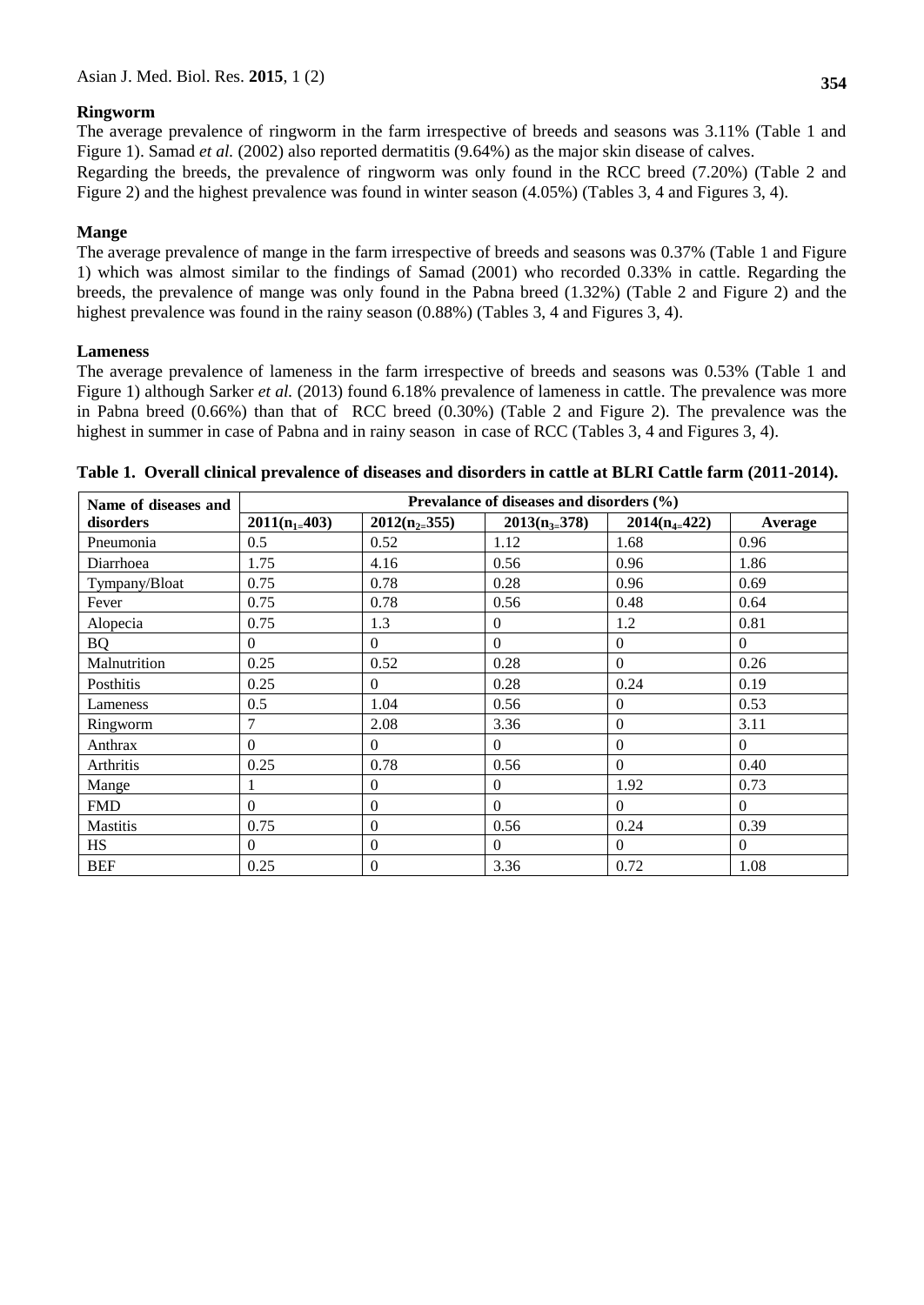### Ringworm

The average prevalence of ringworm in the farm irrespective of breeds and seasons was 3.11% (Table 1 and Figure 1). Samad *et al.* (2002) also reported dermatitis (9.64%) as the major skin disease of calves.
Regarding the breeds, the prevalence of ringworm was only found in the RCC breed (7.20%) (Table 2 and Figure 2) and the highest prevalence was found in winter season (4.05%) (Tables 3, 4 and Figures 3, 4).

### Mange

The average prevalence of mange in the farm irrespective of breeds and seasons was 0.37% (Table 1 and Figure 1) which was almost similar to the findings of Samad (2001) who recorded 0.33% in cattle. Regarding the breeds, the prevalence of mange was only found in the Pabna breed (1.32%) (Table 2 and Figure 2) and the highest prevalence was found in the rainy season (0.88%) (Tables 3, 4 and Figures 3, 4).

### Lameness

The average prevalence of lameness in the farm irrespective of breeds and seasons was 0.53% (Table 1 and Figure 1) although Sarker *et al.* (2013) found 6.18% prevalence of lameness in cattle. The prevalence was more in Pabna breed (0.66%) than that of RCC breed (0.30%) (Table 2 and Figure 2). The prevalence was the highest in summer in case of Pabna and in rainy season in case of RCC (Tables 3, 4 and Figures 3, 4).

**Table 1. Overall clinical prevalence of diseases and disorders in cattle at BLRI Cattle farm (2011-2014).**

| Name of diseases and disorders | Prevalance of diseases and disorders (%) | | | | |
|---|---|---|---|---|---|
| | 2011($n_1$=403) | 2012($n_2$=355) | 2013($n_3$=378) | 2014($n_4$=422) | Average |
| Pneumonia | 0.5 | 0.52 | 1.12 | 1.68 | 0.96 |
| Diarrhoea | 1.75 | 4.16 | 0.56 | 0.96 | 1.86 |
| Tympany/Bloat | 0.75 | 0.78 | 0.28 | 0.96 | 0.69 |
| Fever | 0.75 | 0.78 | 0.56 | 0.48 | 0.64 |
| Alopecia | 0.75 | 1.3 | 0 | 1.2 | 0.81 |
| BQ | 0 | 0 | 0 | 0 | 0 |
| Malnutrition | 0.25 | 0.52 | 0.28 | 0 | 0.26 |
| Posthitis | 0.25 | 0 | 0.28 | 0.24 | 0.19 |
| Lameness | 0.5 | 1.04 | 0.56 | 0 | 0.53 |
| Ringworm | 7 | 2.08 | 3.36 | 0 | 3.11 |
| Anthrax | 0 | 0 | 0 | 0 | 0 |
| Arthritis | 0.25 | 0.78 | 0.56 | 0 | 0.40 |
| Mange | 1 | 0 | 0 | 1.92 | 0.73 |
| FMD | 0 | 0 | 0 | 0 | 0 |
| Mastitis | 0.75 | 0 | 0.56 | 0.24 | 0.39 |
| HS | 0 | 0 | 0 | 0 | 0 |
| BEF | 0.25 | 0 | 3.36 | 0.72 | 1.08 |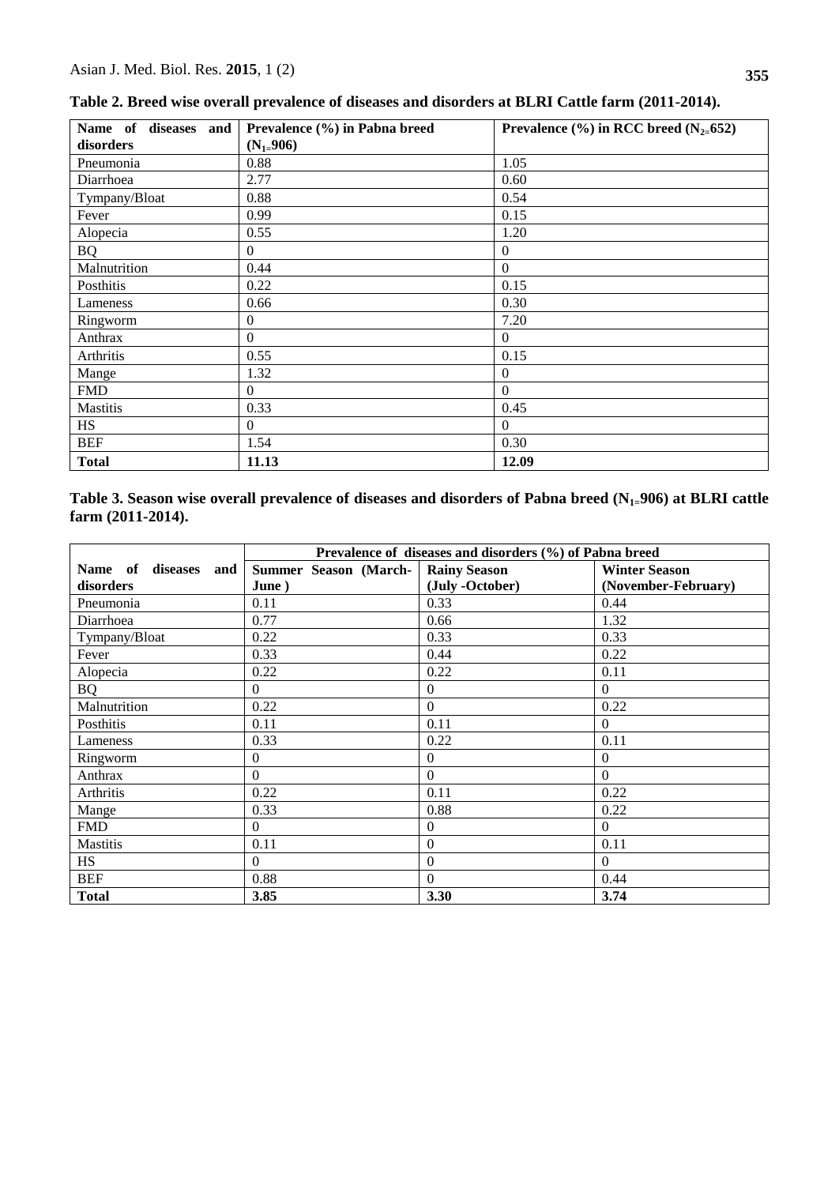**Table 2. Breed wise overall prevalence of diseases and disorders at BLRI Cattle farm (2011-2014).**

| Name of diseases and disorders | Prevalence (%) in Pabna breed ($N_1$=906) | Prevalence (%) in RCC breed ($N_2$=652) |
|---|---|---|
| Pneumonia | 0.88 | 1.05 |
| Diarrhoea | 2.77 | 0.60 |
| Tympany/Bloat | 0.88 | 0.54 |
| Fever | 0.99 | 0.15 |
| Alopecia | 0.55 | 1.20 |
| BQ | 0 | 0 |
| Malnutrition | 0.44 | 0 |
| Posthitis | 0.22 | 0.15 |
| Lameness | 0.66 | 0.30 |
| Ringworm | 0 | 7.20 |
| Anthrax | 0 | 0 |
| Arthritis | 0.55 | 0.15 |
| Mange | 1.32 | 0 |
| FMD | 0 | 0 |
| Mastitis | 0.33 | 0.45 |
| HS | 0 | 0 |
| BEF | 1.54 | 0.30 |
| **Total** | **11.13** | **12.09** |

**Table 3. Season wise overall prevalence of diseases and disorders of Pabna breed ($N_1$=906) at BLRI cattle farm (2011-2014).**

| | Prevalence of diseases and disorders (%) of Pabna breed | | |
|---|---|---|---|
| Name of diseases and disorders | Summer Season (March-June ) | Rainy Season (July -October) | Winter Season (November-February) |
| Pneumonia | 0.11 | 0.33 | 0.44 |
| Diarrhoea | 0.77 | 0.66 | 1.32 |
| Tympany/Bloat | 0.22 | 0.33 | 0.33 |
| Fever | 0.33 | 0.44 | 0.22 |
| Alopecia | 0.22 | 0.22 | 0.11 |
| BQ | 0 | 0 | 0 |
| Malnutrition | 0.22 | 0 | 0.22 |
| Posthitis | 0.11 | 0.11 | 0 |
| Lameness | 0.33 | 0.22 | 0.11 |
| Ringworm | 0 | 0 | 0 |
| Anthrax | 0 | 0 | 0 |
| Arthritis | 0.22 | 0.11 | 0.22 |
| Mange | 0.33 | 0.88 | 0.22 |
| FMD | 0 | 0 | 0 |
| Mastitis | 0.11 | 0 | 0.11 |
| HS | 0 | 0 | 0 |
| BEF | 0.88 | 0 | 0.44 |
| **Total** | **3.85** | **3.30** | **3.74** |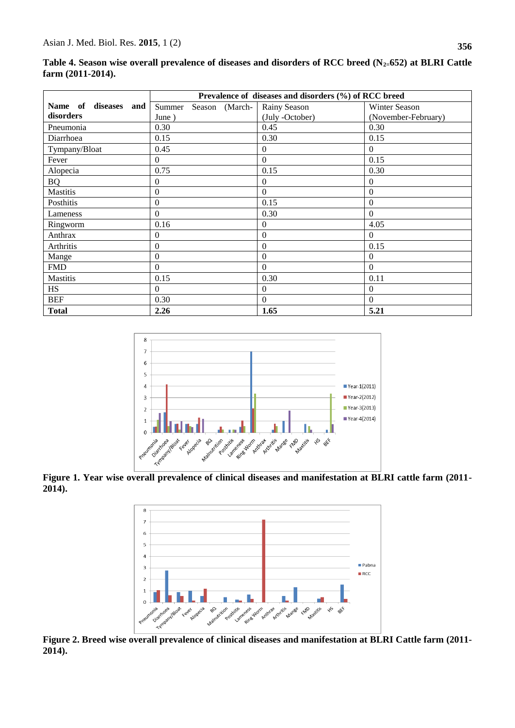**Table 4. Season wise overall prevalence of diseases and disorders of RCC breed ($N_2$=652) at BLRI Cattle farm (2011-2014).**

| Name of diseases and disorders | Prevalence of diseases and disorders (%) of RCC breed | | |
|---|---|---|---|
| | Summer Season (March-June ) | Rainy Season (July -October) | Winter Season (November-February) |
| Pneumonia | 0.30 | 0.45 | 0.30 |
| Diarrhoea | 0.15 | 0.30 | 0.15 |
| Tympany/Bloat | 0.45 | 0 | 0 |
| Fever | 0 | 0 | 0.15 |
| Alopecia | 0.75 | 0.15 | 0.30 |
| BQ | 0 | 0 | 0 |
| Mastitis | 0 | 0 | 0 |
| Posthitis | 0 | 0.15 | 0 |
| Lameness | 0 | 0.30 | 0 |
| Ringworm | 0.16 | 0 | 4.05 |
| Anthrax | 0 | 0 | 0 |
| Arthritis | 0 | 0 | 0.15 |
| Mange | 0 | 0 | 0 |
| FMD | 0 | 0 | 0 |
| Mastitis | 0.15 | 0.30 | 0.11 |
| HS | 0 | 0 | 0 |
| BEF | 0.30 | 0 | 0 |
| **Total** | **2.26** | **1.65** | **5.21** |

**Figure 1. Year wise overall prevalence of clinical diseases and manifestation at BLRI cattle farm (2011-2014).**

**Figure 2. Breed wise overall prevalence of clinical diseases and manifestation at BLRI Cattle farm (2011-2014).**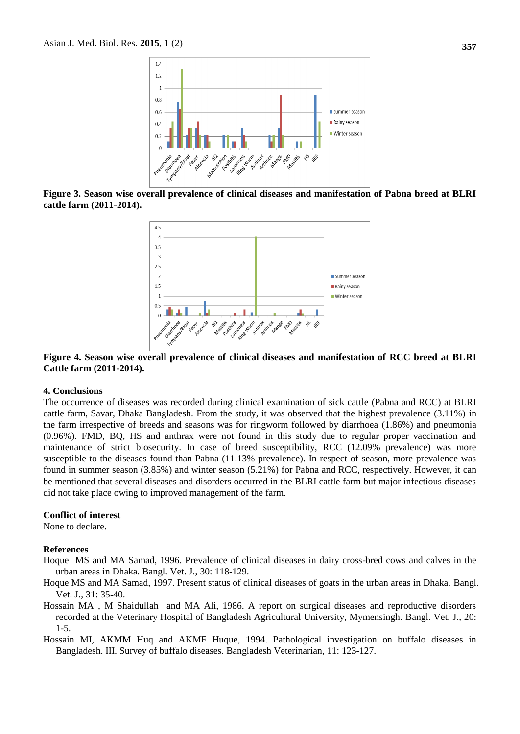**Figure 3. Season wise overall prevalence of clinical diseases and manifestation of Pabna breed at BLRI cattle farm (2011-2014).**

**Figure 4. Season wise overall prevalence of clinical diseases and manifestation of RCC breed at BLRI Cattle farm (2011-2014).**

## 4. Conclusions

The occurrence of diseases was recorded during clinical examination of sick cattle (Pabna and RCC) at BLRI cattle farm, Savar, Dhaka Bangladesh. From the study, it was observed that the highest prevalence (3.11%) in the farm irrespective of breeds and seasons was for ringworm followed by diarrhoea (1.86%) and pneumonia (0.96%). FMD, BQ, HS and anthrax were not found in this study due to regular proper vaccination and maintenance of strict biosecurity. In case of breed susceptibility, RCC (12.09% prevalence) was more susceptible to the diseases found than Pabna (11.13% prevalence). In respect of season, more prevalence was found in summer season (3.85%) and winter season (5.21%) for Pabna and RCC, respectively. However, it can be mentioned that several diseases and disorders occurred in the BLRI cattle farm but major infectious diseases did not take place owing to improved management of the farm.

## Conflict of interest

None to declare.

## References

Hoque MS and MA Samad, 1996. Prevalence of clinical diseases in dairy cross-bred cows and calves in the urban areas in Dhaka. Bangl. Vet. J., 30: 118-129.

Hoque MS and MA Samad, 1997. Present status of clinical diseases of goats in the urban areas in Dhaka. Bangl. Vet. J., 31: 35-40.

Hossain MA , M Shaidullah and MA Ali, 1986. A report on surgical diseases and reproductive disorders recorded at the Veterinary Hospital of Bangladesh Agricultural University, Mymensingh. Bangl. Vet. J., 20: 1-5.

Hossain MI, AKMM Huq and AKMF Huque, 1994. Pathological investigation on buffalo diseases in Bangladesh. III. Survey of buffalo diseases. Bangladesh Veterinarian, 11: 123-127.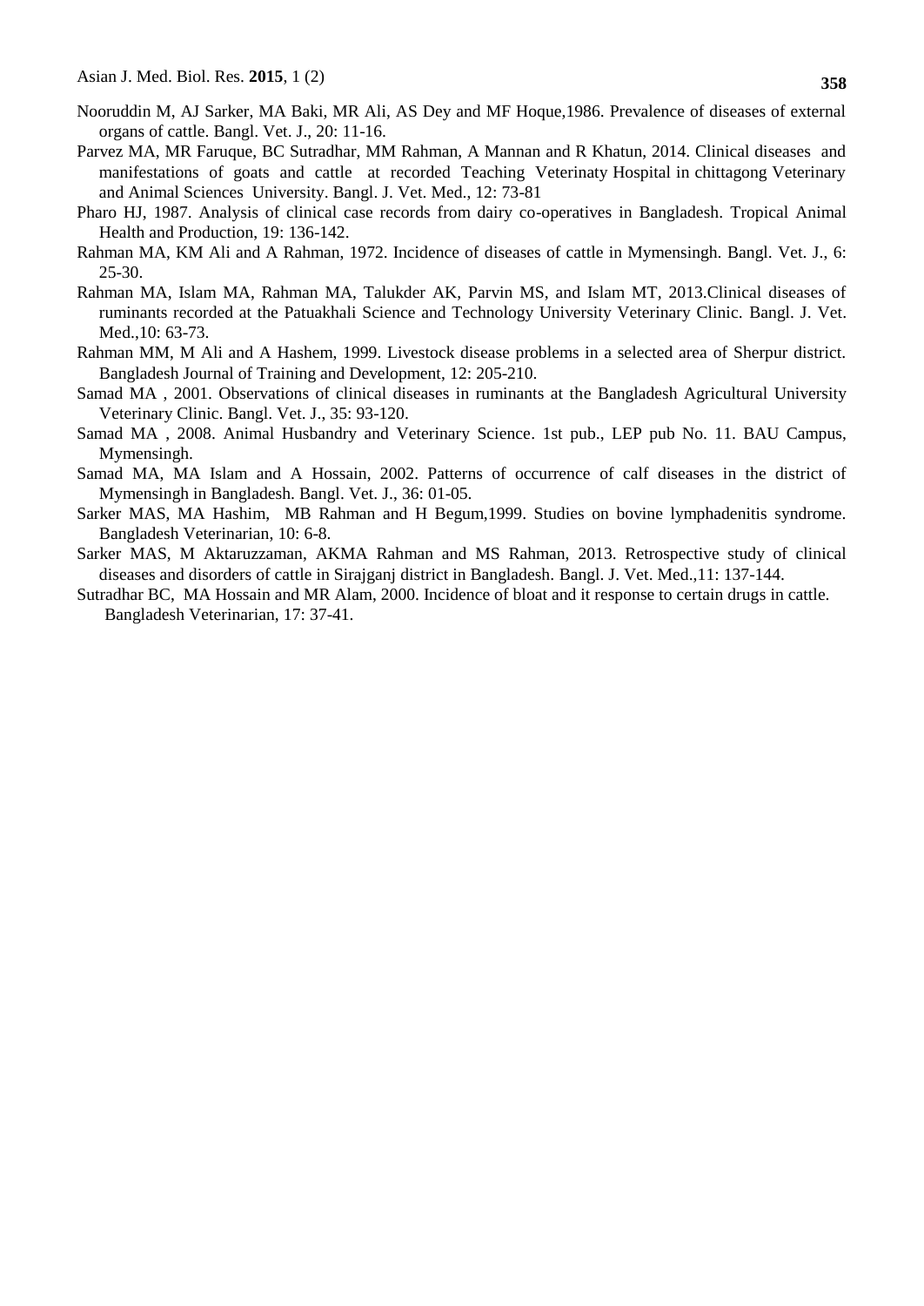Nooruddin M, AJ Sarker, MA Baki, MR Ali, AS Dey and MF Hoque,1986. Prevalence of diseases of external organs of cattle. Bangl. Vet. J., 20: 11-16.

Parvez MA, MR Faruque, BC Sutradhar, MM Rahman, A Mannan and R Khatun, 2014. Clinical diseases and manifestations of goats and cattle at recorded Teaching Veterinaty Hospital in chittagong Veterinary and Animal Sciences University. Bangl. J. Vet. Med., 12: 73-81

Pharo HJ, 1987. Analysis of clinical case records from dairy co-operatives in Bangladesh. Tropical Animal Health and Production, 19: 136-142.

Rahman MA, KM Ali and A Rahman, 1972. Incidence of diseases of cattle in Mymensingh. Bangl. Vet. J., 6: 25-30.

Rahman MA, Islam MA, Rahman MA, Talukder AK, Parvin MS, and Islam MT, 2013.Clinical diseases of ruminants recorded at the Patuakhali Science and Technology University Veterinary Clinic. Bangl. J. Vet. Med.,10: 63-73.

Rahman MM, M Ali and A Hashem, 1999. Livestock disease problems in a selected area of Sherpur district. Bangladesh Journal of Training and Development, 12: 205-210.

Samad MA , 2001. Observations of clinical diseases in ruminants at the Bangladesh Agricultural University Veterinary Clinic. Bangl. Vet. J., 35: 93-120.

Samad MA , 2008. Animal Husbandry and Veterinary Science. 1st pub., LEP pub No. 11. BAU Campus, Mymensingh.

Samad MA, MA Islam and A Hossain, 2002. Patterns of occurrence of calf diseases in the district of Mymensingh in Bangladesh. Bangl. Vet. J., 36: 01-05.

Sarker MAS, MA Hashim, MB Rahman and H Begum,1999. Studies on bovine lymphadenitis syndrome. Bangladesh Veterinarian, 10: 6-8.

Sarker MAS, M Aktaruzzaman, AKMA Rahman and MS Rahman, 2013. Retrospective study of clinical diseases and disorders of cattle in Sirajganj district in Bangladesh. Bangl. J. Vet. Med.,11: 137-144.

Sutradhar BC, MA Hossain and MR Alam, 2000. Incidence of bloat and it response to certain drugs in cattle. Bangladesh Veterinarian, 17: 37-41.